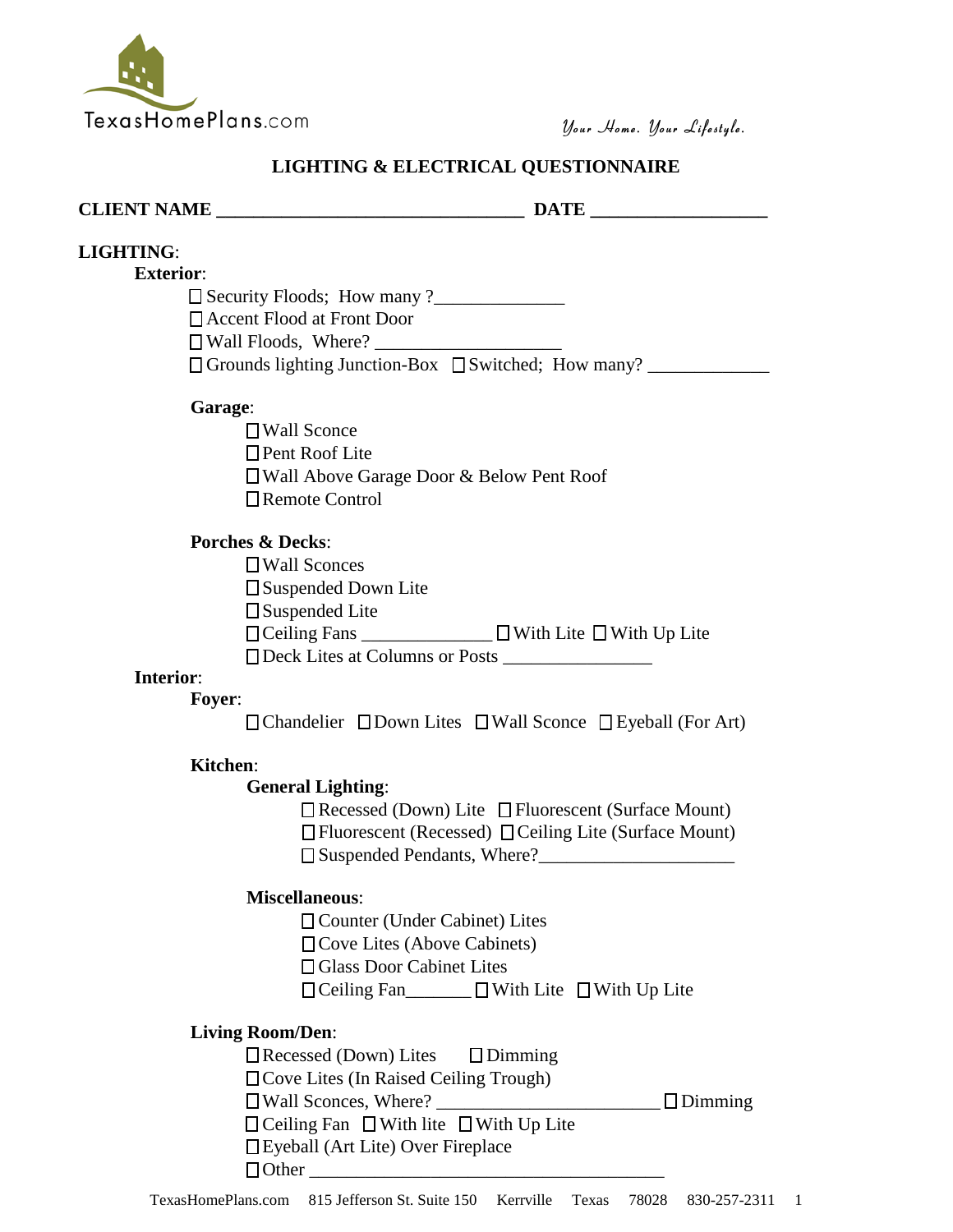TexasHomePlans.com

*Your Home. Your Lifestyle.*

# LIGHTING & ELECTRICAL QUESTIONNAIRE

**CLIENT NAME** ________________________________ **DATE** __________________

## LIGHTING:

### Exterior:

- ☐ Security Floods; How many ?_____________
- ☐ Accent Flood at Front Door
- ☐ Wall Floods, Where? ____________________
- ☐ Grounds lighting Junction-Box ☐ Switched; How many? _____________

#### Garage:

- ☐ Wall Sconce
- ☐ Pent Roof Lite
- ☐ Wall Above Garage Door & Below Pent Roof
- ☐ Remote Control

#### Porches & Decks:

- ☐ Wall Sconces
- ☐ Suspended Down Lite
- ☐ Suspended Lite
- ☐ Ceiling Fans _____________ ☐ With Lite ☐ With Up Lite
- ☐ Deck Lites at Columns or Posts _______________

### Interior:

#### Foyer:

- ☐ Chandelier ☐ Down Lites ☐ Wall Sconce ☐ Eyeball (For Art)

#### Kitchen:

**General Lighting**:

- ☐ Recessed (Down) Lite ☐ Fluorescent (Surface Mount)
- ☐ Fluorescent (Recessed) ☐ Ceiling Lite (Surface Mount)
- ☐ Suspended Pendants, Where?____________________

**Miscellaneous**:

- ☐ Counter (Under Cabinet) Lites
- ☐ Cove Lites (Above Cabinets)
- ☐ Glass Door Cabinet Lites
- ☐ Ceiling Fan_______ ☐ With Lite ☐ With Up Lite

#### Living Room/Den:

- ☐ Recessed (Down) Lites ☐ Dimming
- ☐ Cove Lites (In Raised Ceiling Trough)
- ☐ Wall Sconces, Where? _______________________ ☐ Dimming
- ☐ Ceiling Fan ☐ With lite ☐ With Up Lite
- ☐ Eyeball (Art Lite) Over Fireplace
- ☐ Other _____________________________________

TexasHomePlans.com 815 Jefferson St. Suite 150 Kerrville Texas 78028 830-257-2311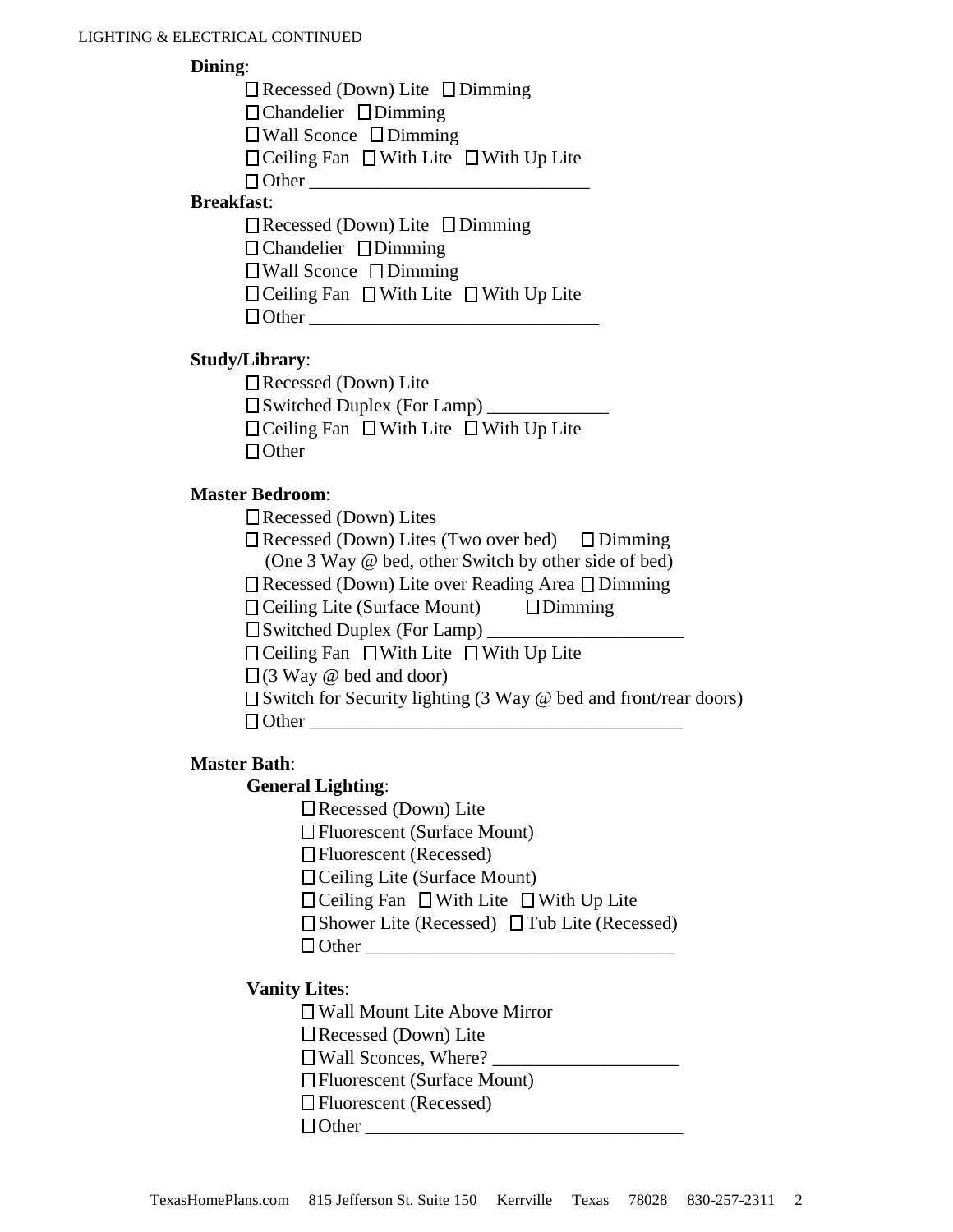LIGHTING & ELECTRICAL CONTINUED

**Dining**:

- ☐ Recessed (Down) Lite ☐ Dimming
- ☐ Chandelier ☐ Dimming
- ☐ Wall Sconce ☐ Dimming
- ☐ Ceiling Fan ☐ With Lite ☐ With Up Lite
- ☐ Other ______________________________

**Breakfast**:

- ☐ Recessed (Down) Lite ☐ Dimming
- ☐ Chandelier ☐ Dimming
- ☐ Wall Sconce ☐ Dimming
- ☐ Ceiling Fan ☐ With Lite ☐ With Up Lite
- ☐ Other _______________________________

**Study/Library**:

- ☐ Recessed (Down) Lite
- ☐ Switched Duplex (For Lamp) _____________
- ☐ Ceiling Fan ☐ With Lite ☐ With Up Lite
- ☐ Other

**Master Bedroom**:

- ☐ Recessed (Down) Lites
- ☐ Recessed (Down) Lites (Two over bed) ☐ Dimming
  (One 3 Way @ bed, other Switch by other side of bed)
- ☐ Recessed (Down) Lite over Reading Area ☐ Dimming
- ☐ Ceiling Lite (Surface Mount) ☐ Dimming
- ☐ Switched Duplex (For Lamp) _____________________
- ☐ Ceiling Fan ☐ With Lite ☐ With Up Lite
- ☐ (3 Way @ bed and door)
- ☐ Switch for Security lighting (3 Way @ bed and front/rear doors)
- ☐ Other ________________________________________

**Master Bath**:

**General Lighting**:

- ☐ Recessed (Down) Lite
- ☐ Fluorescent (Surface Mount)
- ☐ Fluorescent (Recessed)
- ☐ Ceiling Lite (Surface Mount)
- ☐ Ceiling Fan ☐ With Lite ☐ With Up Lite
- ☐ Shower Lite (Recessed) ☐ Tub Lite (Recessed)
- ☐ Other _________________________________

**Vanity Lites**:

- ☐ Wall Mount Lite Above Mirror
- ☐ Recessed (Down) Lite
- ☐ Wall Sconces, Where? ____________________
- ☐ Fluorescent (Surface Mount)
- ☐ Fluorescent (Recessed)
- ☐ Other _________________________________

TexasHomePlans.com 815 Jefferson St. Suite 150 Kerrville Texas 78028 830-257-2311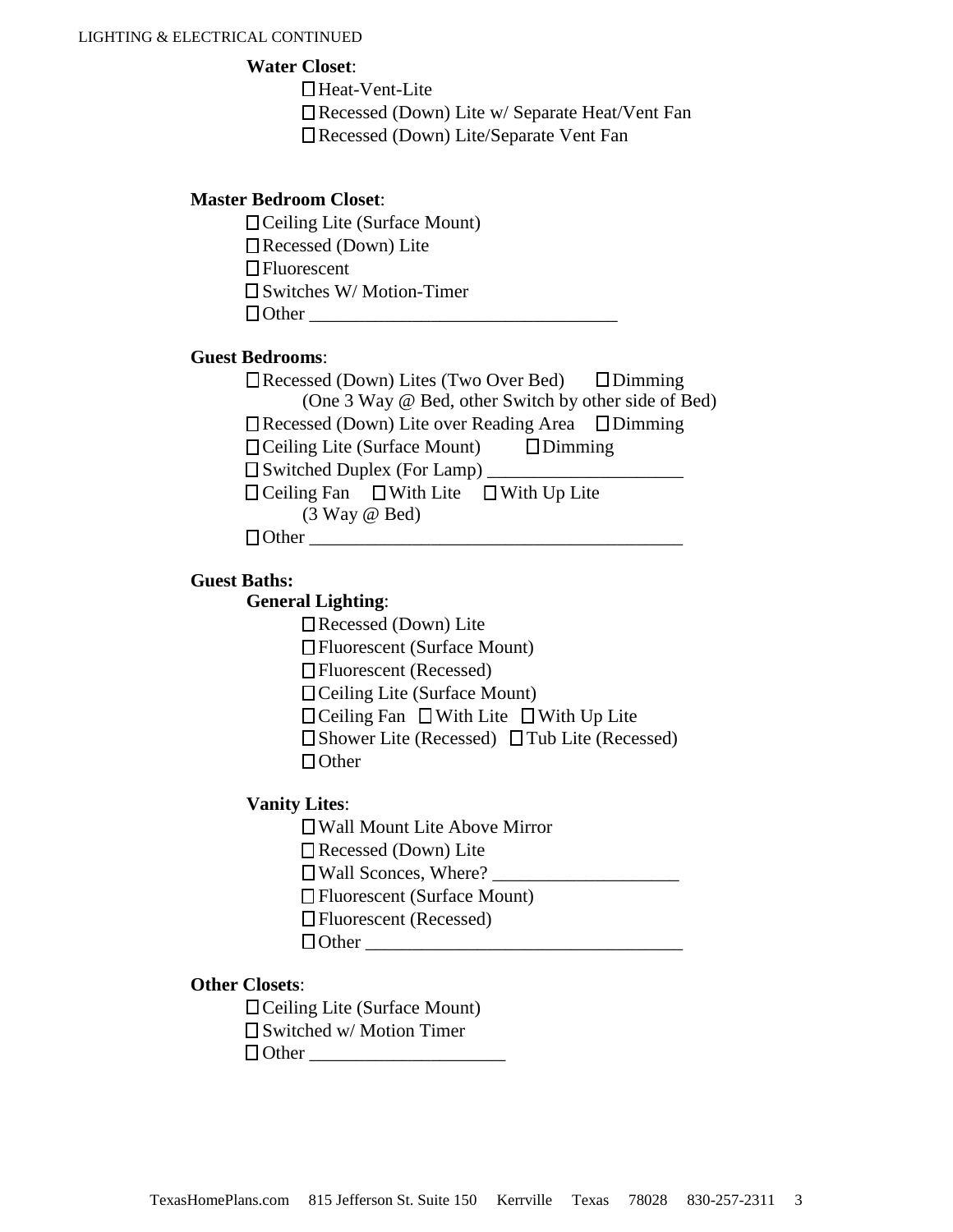**Water Closet**:

- ☐ Heat-Vent-Lite
- ☐ Recessed (Down) Lite w/ Separate Heat/Vent Fan
- ☐ Recessed (Down) Lite/Separate Vent Fan

**Master Bedroom Closet**:

- ☐ Ceiling Lite (Surface Mount)
- ☐ Recessed (Down) Lite
- ☐ Fluorescent
- ☐ Switches W/ Motion-Timer
- ☐ Other _________________________________

**Guest Bedrooms**:

- ☐ Recessed (Down) Lites (Two Over Bed) ☐ Dimming
  (One 3 Way @ Bed, other Switch by other side of Bed)
- ☐ Recessed (Down) Lite over Reading Area ☐ Dimming
- ☐ Ceiling Lite (Surface Mount) ☐ Dimming
- ☐ Switched Duplex (For Lamp) _____________________
- ☐ Ceiling Fan ☐ With Lite ☐ With Up Lite
  (3 Way @ Bed)
- ☐ Other ________________________________________

**Guest Baths:**

**General Lighting**:

- ☐ Recessed (Down) Lite
- ☐ Fluorescent (Surface Mount)
- ☐ Fluorescent (Recessed)
- ☐ Ceiling Lite (Surface Mount)
- ☐ Ceiling Fan ☐ With Lite ☐ With Up Lite
- ☐ Shower Lite (Recessed) ☐ Tub Lite (Recessed)
- ☐ Other

**Vanity Lites**:

- ☐ Wall Mount Lite Above Mirror
- ☐ Recessed (Down) Lite
- ☐ Wall Sconces, Where? ____________________
- ☐ Fluorescent (Surface Mount)
- ☐ Fluorescent (Recessed)
- ☐ Other __________________________________

**Other Closets**:

- ☐ Ceiling Lite (Surface Mount)
- ☐ Switched w/ Motion Timer
- ☐ Other _____________________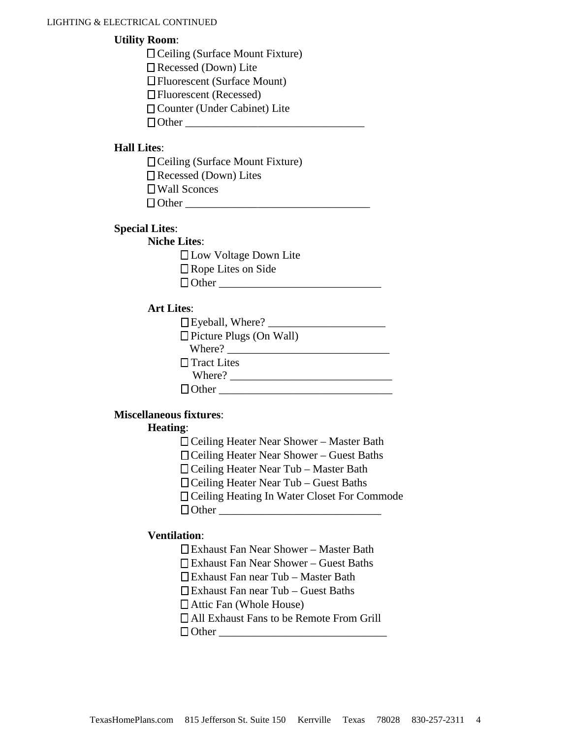LIGHTING & ELECTRICAL CONTINUED

**Utility Room**:

- ☐ Ceiling (Surface Mount Fixture)
- ☐ Recessed (Down) Lite
- ☐ Fluorescent (Surface Mount)
- ☐ Fluorescent (Recessed)
- ☐ Counter (Under Cabinet) Lite
- ☐ Other ________________________________

**Hall Lites**:

- ☐ Ceiling (Surface Mount Fixture)
- ☐ Recessed (Down) Lites
- ☐ Wall Sconces
- ☐ Other _________________________________

**Special Lites**:

**Niche Lites**:

- ☐ Low Voltage Down Lite
- ☐ Rope Lites on Side
- ☐ Other _____________________________

**Art Lites**:

- ☐ Eyeball, Where? _____________________
- ☐ Picture Plugs (On Wall)
  Where? _____________________________
- ☐ Tract Lites
  Where? _____________________________
- ☐ Other _______________________________

**Miscellaneous fixtures**:

**Heating**:

- ☐ Ceiling Heater Near Shower – Master Bath
- ☐ Ceiling Heater Near Shower – Guest Baths
- ☐ Ceiling Heater Near Tub – Master Bath
- ☐ Ceiling Heater Near Tub – Guest Baths
- ☐ Ceiling Heating In Water Closet For Commode
- ☐ Other _____________________________

**Ventilation**:

- ☐ Exhaust Fan Near Shower – Master Bath
- ☐ Exhaust Fan Near Shower – Guest Baths
- ☐ Exhaust Fan near Tub – Master Bath
- ☐ Exhaust Fan near Tub – Guest Baths
- ☐ Attic Fan (Whole House)
- ☐ All Exhaust Fans to be Remote From Grill
- ☐ Other ______________________________

TexasHomePlans.com 815 Jefferson St. Suite 150 Kerrville Texas 78028 830-257-2311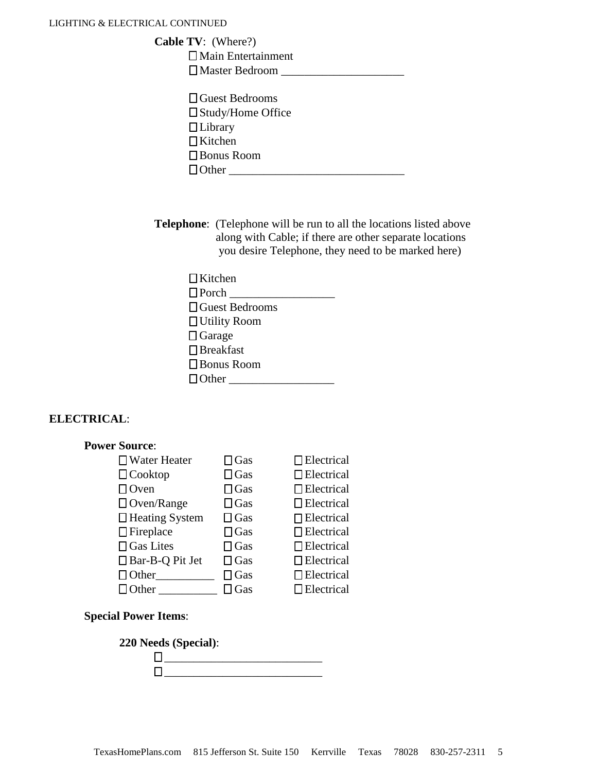LIGHTING & ELECTRICAL CONTINUED

**Cable TV**: (Where?)

- ☐ Main Entertainment
- ☐ Master Bedroom ____________________

- ☐ Guest Bedrooms
- ☐ Study/Home Office
- ☐ Library
- ☐ Kitchen
- ☐ Bonus Room
- ☐ Other ______________________________

**Telephone**: (Telephone will be run to all the locations listed above along with Cable; if there are other separate locations you desire Telephone, they need to be marked here)

- ☐ Kitchen
- ☐ Porch __________________
- ☐ Guest Bedrooms
- ☐ Utility Room
- ☐ Garage
- ☐ Breakfast
- ☐ Bonus Room
- ☐ Other __________________

## ELECTRICAL:

**Power Source**:

| | | |
|---|---|---|
| ☐ Water Heater | ☐ Gas | ☐ Electrical |
| ☐ Cooktop | ☐ Gas | ☐ Electrical |
| ☐ Oven | ☐ Gas | ☐ Electrical |
| ☐ Oven/Range | ☐ Gas | ☐ Electrical |
| ☐ Heating System | ☐ Gas | ☐ Electrical |
| ☐ Fireplace | ☐ Gas | ☐ Electrical |
| ☐ Gas Lites | ☐ Gas | ☐ Electrical |
| ☐ Bar-B-Q Pit Jet | ☐ Gas | ☐ Electrical |
| ☐ Other__________ | ☐ Gas | ☐ Electrical |
| ☐ Other __________ | ☐ Gas | ☐ Electrical |

**Special Power Items**:

**220 Needs (Special)**:

- ☐ ___________________________
- ☐ ___________________________

TexasHomePlans.com 815 Jefferson St. Suite 150 Kerrville Texas 78028 830-257-2311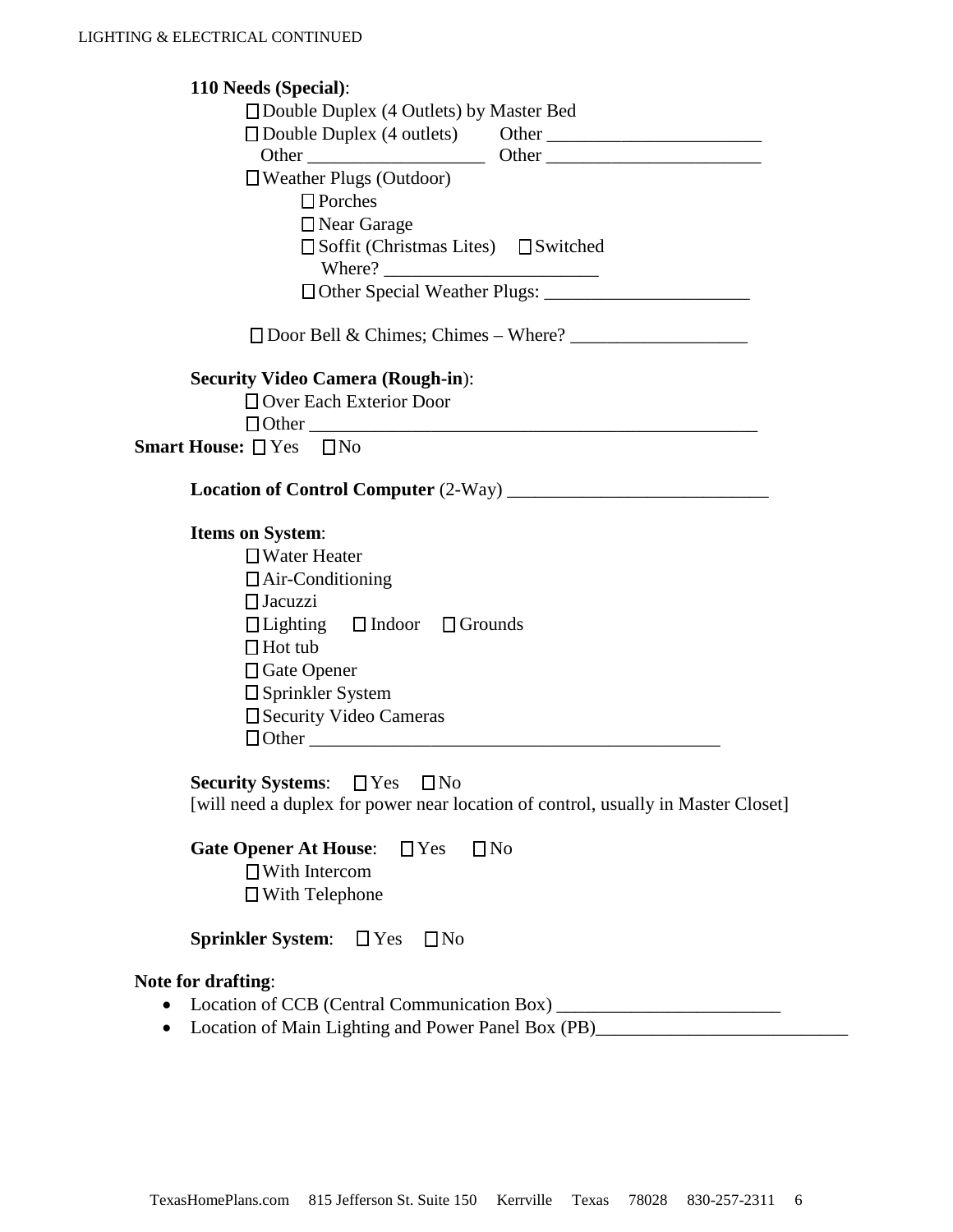**110 Needs (Special)**:

☐ Double Duplex (4 Outlets) by Master Bed
☐ Double Duplex (4 outlets) Other _______________________
Other ___________________ Other _______________________
☐ Weather Plugs (Outdoor)
- ☐ Porches
- ☐ Near Garage
- ☐ Soffit (Christmas Lites) ☐ Switched
  Where? _______________________
- ☐ Other Special Weather Plugs: ______________________

☐ Door Bell & Chimes; Chimes – Where? ___________________

**Security Video Camera (Rough-in**):

☐ Over Each Exterior Door
☐ Other __________________________________________________

**Smart House:** ☐ Yes ☐ No

**Location of Control Computer** (2-Way) ____________________________

**Items on System**:

☐ Water Heater
☐ Air-Conditioning
☐ Jacuzzi
☐ Lighting ☐ Indoor ☐ Grounds
☐ Hot tub
☐ Gate Opener
☐ Sprinkler System
☐ Security Video Cameras
☐ Other ____________________________________________

**Security Systems**: ☐ Yes ☐ No
[will need a duplex for power near location of control, usually in Master Closet]

**Gate Opener At House**: ☐ Yes ☐ No
☐ With Intercom
☐ With Telephone

**Sprinkler System**: ☐ Yes ☐ No

**Note for drafting**:

- Location of CCB (Central Communication Box) ________________________
- Location of Main Lighting and Power Panel Box (PB)___________________________